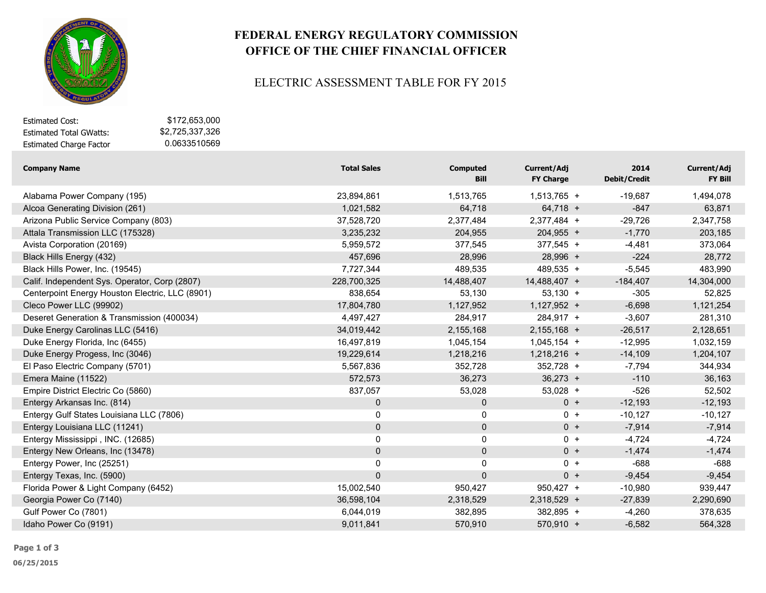# FEDERAL ENERGY REGULATORY COMMISSION
# OFFICE OF THE CHIEF FINANCIAL OFFICER

## ELECTRIC ASSESSMENT TABLE FOR FY 2015

| | |
|---|---|
| Estimated Cost: | $172,653,000 |
| Estimated Total GWatts: | $2,725,337,326 |
| Estimated Charge Factor | 0.0633510569 |

| Company Name | Total Sales | Computed Bill | Current/Adj FY Charge | | 2014 Debit/Credit | Current/Adj FY Bill |
|---|---|---|---|---|---|---|
| Alabama Power Company (195) | 23,894,861 | 1,513,765 | 1,513,765 | + | -19,687 | 1,494,078 |
| Alcoa Generating Division (261) | 1,021,582 | 64,718 | 64,718 | + | -847 | 63,871 |
| Arizona Public Service Company (803) | 37,528,720 | 2,377,484 | 2,377,484 | + | -29,726 | 2,347,758 |
| Attala Transmission LLC (175328) | 3,235,232 | 204,955 | 204,955 | + | -1,770 | 203,185 |
| Avista Corporation (20169) | 5,959,572 | 377,545 | 377,545 | + | -4,481 | 373,064 |
| Black Hills Energy (432) | 457,696 | 28,996 | 28,996 | + | -224 | 28,772 |
| Black Hills Power, Inc. (19545) | 7,727,344 | 489,535 | 489,535 | + | -5,545 | 483,990 |
| Calif. Independent Sys. Operator, Corp (2807) | 228,700,325 | 14,488,407 | 14,488,407 | + | -184,407 | 14,304,000 |
| Centerpoint Energy Houston Electric, LLC (8901) | 838,654 | 53,130 | 53,130 | + | -305 | 52,825 |
| Cleco Power LLC (99902) | 17,804,780 | 1,127,952 | 1,127,952 | + | -6,698 | 1,121,254 |
| Deseret Generation & Transmission (400034) | 4,497,427 | 284,917 | 284,917 | + | -3,607 | 281,310 |
| Duke Energy Carolinas LLC (5416) | 34,019,442 | 2,155,168 | 2,155,168 | + | -26,517 | 2,128,651 |
| Duke Energy Florida, Inc (6455) | 16,497,819 | 1,045,154 | 1,045,154 | + | -12,995 | 1,032,159 |
| Duke Energy Progess, Inc (3046) | 19,229,614 | 1,218,216 | 1,218,216 | + | -14,109 | 1,204,107 |
| El Paso Electric Company (5701) | 5,567,836 | 352,728 | 352,728 | + | -7,794 | 344,934 |
| Emera Maine (11522) | 572,573 | 36,273 | 36,273 | + | -110 | 36,163 |
| Empire District Electric Co (5860) | 837,057 | 53,028 | 53,028 | + | -526 | 52,502 |
| Entergy Arkansas Inc. (814) | 0 | 0 | 0 | + | -12,193 | -12,193 |
| Entergy Gulf States Louisiana LLC (7806) | 0 | 0 | 0 | + | -10,127 | -10,127 |
| Entergy Louisiana LLC (11241) | 0 | 0 | 0 | + | -7,914 | -7,914 |
| Entergy Mississippi , INC. (12685) | 0 | 0 | 0 | + | -4,724 | -4,724 |
| Entergy New Orleans, Inc (13478) | 0 | 0 | 0 | + | -1,474 | -1,474 |
| Entergy Power, Inc (25251) | 0 | 0 | 0 | + | -688 | -688 |
| Entergy Texas, Inc. (5900) | 0 | 0 | 0 | + | -9,454 | -9,454 |
| Florida Power & Light Company (6452) | 15,002,540 | 950,427 | 950,427 | + | -10,980 | 939,447 |
| Georgia Power Co (7140) | 36,598,104 | 2,318,529 | 2,318,529 | + | -27,839 | 2,290,690 |
| Gulf Power Co (7801) | 6,044,019 | 382,895 | 382,895 | + | -4,260 | 378,635 |
| Idaho Power Co (9191) | 9,011,841 | 570,910 | 570,910 | + | -6,582 | 564,328 |

06/25/2015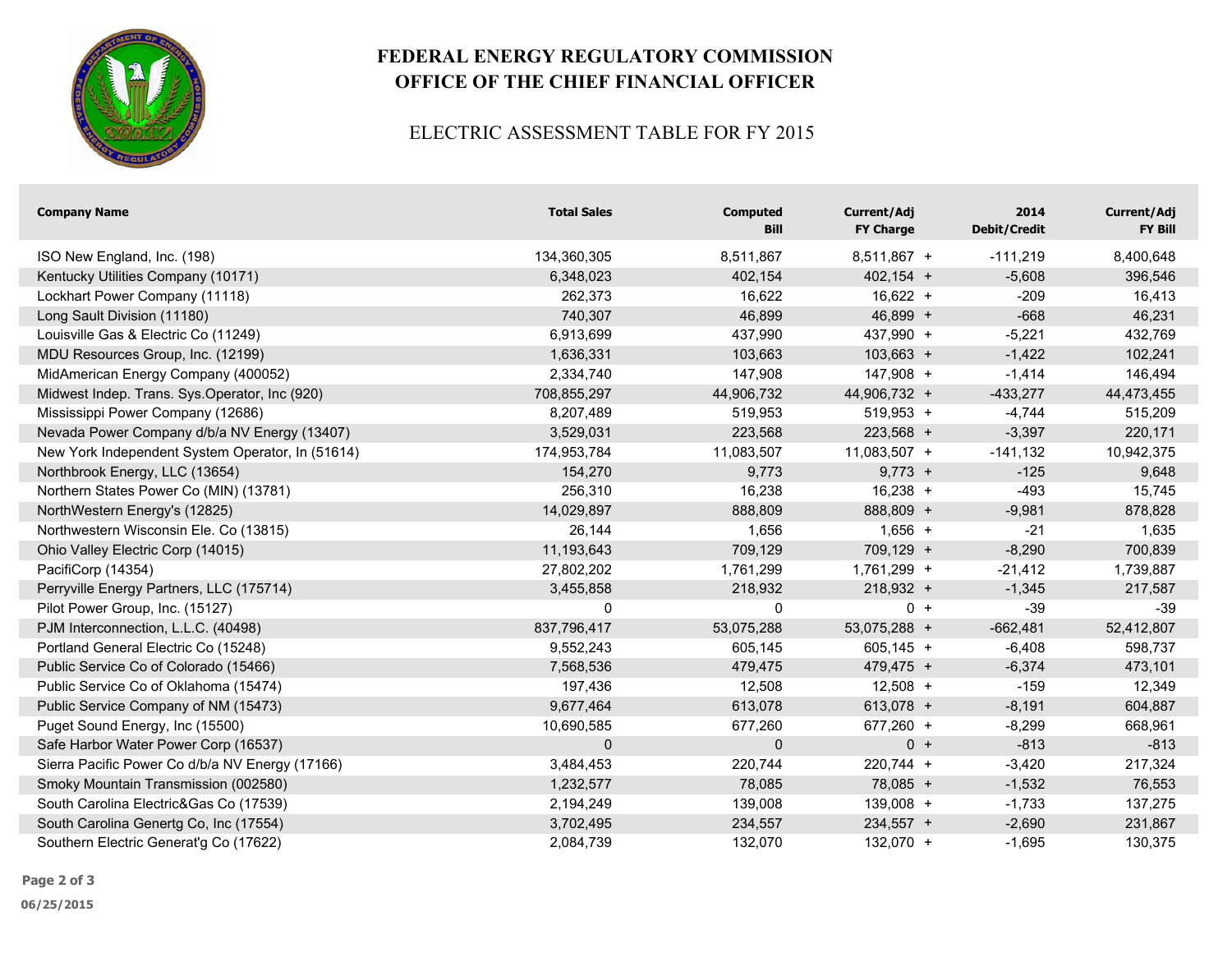# FEDERAL ENERGY REGULATORY COMMISSION
# OFFICE OF THE CHIEF FINANCIAL OFFICER

## ELECTRIC ASSESSMENT TABLE FOR FY 2015

| Company Name | Total Sales | Computed Bill | Current/Adj FY Charge | | 2014 Debit/Credit | Current/Adj FY Bill |
|---|---|---|---|---|---|---|
| ISO New England, Inc. (198) | 134,360,305 | 8,511,867 | 8,511,867 | + | -111,219 | 8,400,648 |
| Kentucky Utilities Company (10171) | 6,348,023 | 402,154 | 402,154 | + | -5,608 | 396,546 |
| Lockhart Power Company (11118) | 262,373 | 16,622 | 16,622 | + | -209 | 16,413 |
| Long Sault Division (11180) | 740,307 | 46,899 | 46,899 | + | -668 | 46,231 |
| Louisville Gas & Electric Co (11249) | 6,913,699 | 437,990 | 437,990 | + | -5,221 | 432,769 |
| MDU Resources Group, Inc. (12199) | 1,636,331 | 103,663 | 103,663 | + | -1,422 | 102,241 |
| MidAmerican Energy Company (400052) | 2,334,740 | 147,908 | 147,908 | + | -1,414 | 146,494 |
| Midwest Indep. Trans. Sys.Operator, Inc (920) | 708,855,297 | 44,906,732 | 44,906,732 | + | -433,277 | 44,473,455 |
| Mississippi Power Company (12686) | 8,207,489 | 519,953 | 519,953 | + | -4,744 | 515,209 |
| Nevada Power Company d/b/a NV Energy (13407) | 3,529,031 | 223,568 | 223,568 | + | -3,397 | 220,171 |
| New York Independent System Operator, In (51614) | 174,953,784 | 11,083,507 | 11,083,507 | + | -141,132 | 10,942,375 |
| Northbrook Energy, LLC (13654) | 154,270 | 9,773 | 9,773 | + | -125 | 9,648 |
| Northern States Power Co (MIN) (13781) | 256,310 | 16,238 | 16,238 | + | -493 | 15,745 |
| NorthWestern Energy's (12825) | 14,029,897 | 888,809 | 888,809 | + | -9,981 | 878,828 |
| Northwestern Wisconsin Ele. Co (13815) | 26,144 | 1,656 | 1,656 | + | -21 | 1,635 |
| Ohio Valley Electric Corp (14015) | 11,193,643 | 709,129 | 709,129 | + | -8,290 | 700,839 |
| PacifiCorp (14354) | 27,802,202 | 1,761,299 | 1,761,299 | + | -21,412 | 1,739,887 |
| Perryville Energy Partners, LLC (175714) | 3,455,858 | 218,932 | 218,932 | + | -1,345 | 217,587 |
| Pilot Power Group, Inc. (15127) | 0 | 0 | 0 | + | -39 | -39 |
| PJM Interconnection, L.L.C. (40498) | 837,796,417 | 53,075,288 | 53,075,288 | + | -662,481 | 52,412,807 |
| Portland General Electric Co (15248) | 9,552,243 | 605,145 | 605,145 | + | -6,408 | 598,737 |
| Public Service Co of Colorado (15466) | 7,568,536 | 479,475 | 479,475 | + | -6,374 | 473,101 |
| Public Service Co of Oklahoma (15474) | 197,436 | 12,508 | 12,508 | + | -159 | 12,349 |
| Public Service Company of NM (15473) | 9,677,464 | 613,078 | 613,078 | + | -8,191 | 604,887 |
| Puget Sound Energy, Inc (15500) | 10,690,585 | 677,260 | 677,260 | + | -8,299 | 668,961 |
| Safe Harbor Water Power Corp (16537) | 0 | 0 | 0 | + | -813 | -813 |
| Sierra Pacific Power Co d/b/a NV Energy (17166) | 3,484,453 | 220,744 | 220,744 | + | -3,420 | 217,324 |
| Smoky Mountain Transmission (002580) | 1,232,577 | 78,085 | 78,085 | + | -1,532 | 76,553 |
| South Carolina Electric&Gas Co (17539) | 2,194,249 | 139,008 | 139,008 | + | -1,733 | 137,275 |
| South Carolina Genertg Co, Inc (17554) | 3,702,495 | 234,557 | 234,557 | + | -2,690 | 231,867 |
| Southern Electric Generat'g Co (17622) | 2,084,739 | 132,070 | 132,070 | + | -1,695 | 130,375 |

06/25/2015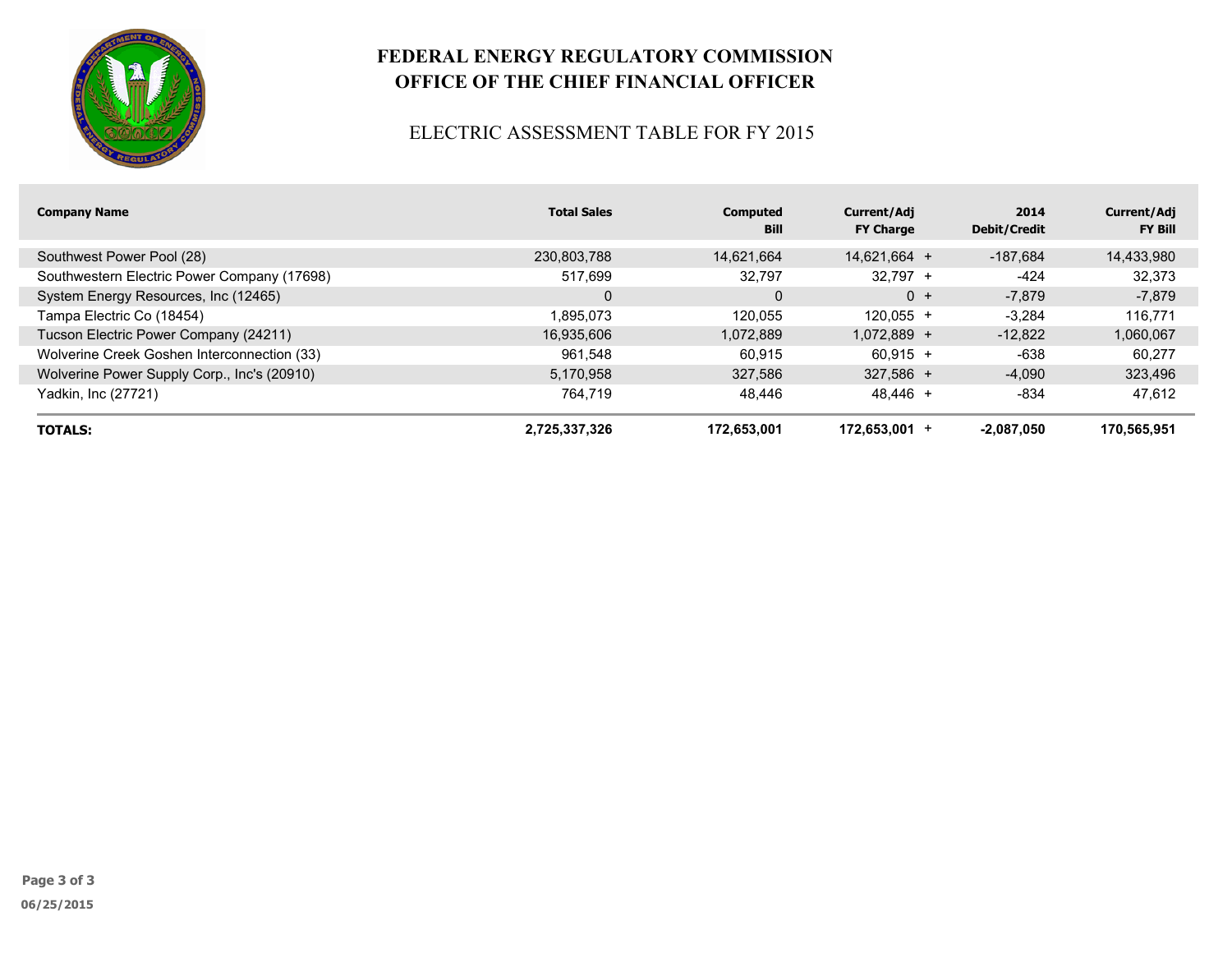**FEDERAL ENERGY REGULATORY COMMISSION**
**OFFICE OF THE CHIEF FINANCIAL OFFICER**

ELECTRIC ASSESSMENT TABLE FOR FY 2015

| Company Name | Total Sales | Computed Bill | Current/Adj FY Charge | | 2014 Debit/Credit | Current/Adj FY Bill |
|---|---|---|---|---|---|---|
| Southwest Power Pool (28) | 230,803,788 | 14,621,664 | 14,621,664 | + | -187,684 | 14,433,980 |
| Southwestern Electric Power Company (17698) | 517,699 | 32,797 | 32,797 | + | -424 | 32,373 |
| System Energy Resources, Inc (12465) | 0 | 0 | 0 | + | -7,879 | -7,879 |
| Tampa Electric Co (18454) | 1,895,073 | 120,055 | 120,055 | + | -3,284 | 116,771 |
| Tucson Electric Power Company (24211) | 16,935,606 | 1,072,889 | 1,072,889 | + | -12,822 | 1,060,067 |
| Wolverine Creek Goshen Interconnection (33) | 961,548 | 60,915 | 60,915 | + | -638 | 60,277 |
| Wolverine Power Supply Corp., Inc's (20910) | 5,170,958 | 327,586 | 327,586 | + | -4,090 | 323,496 |
| Yadkin, Inc (27721) | 764,719 | 48,446 | 48,446 | + | -834 | 47,612 |
| **TOTALS:** | **2,725,337,326** | **172,653,001** | **172,653,001** | + | **-2,087,050** | **170,565,951** |

**06/25/2015**